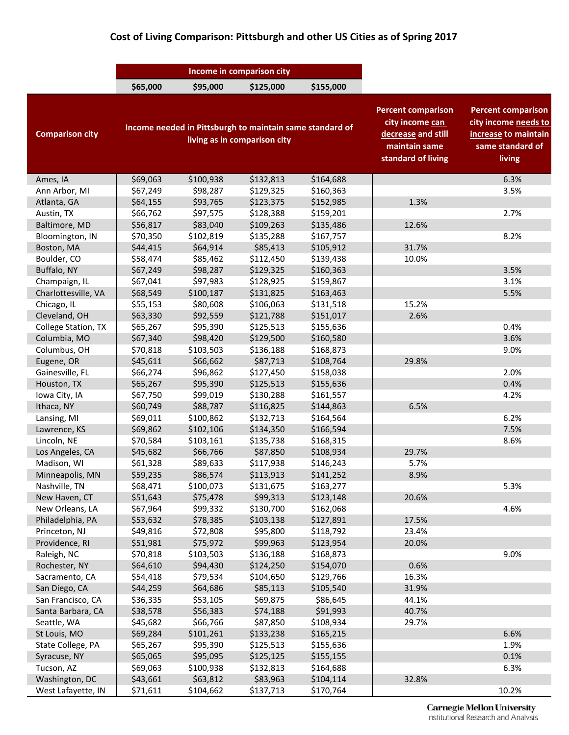# Cost of Living Comparison: Pittsburgh and other US Cities as of Spring 2017

| | Income in comparison city | | | | | |
|---|---|---|---|---|---|---|
| | $65,000 | $95,000 | $125,000 | $155,000 | | |
| **Comparison city** | **Income needed in Pittsburgh to maintain same standard of living as in comparison city** | | | | **Percent comparison city income can decrease and still maintain same standard of living** | **Percent comparison city income needs to increase to maintain same standard of living** |
| Ames, IA | $69,063 | $100,938 | $132,813 | $164,688 | | 6.3% |
| Ann Arbor, MI | $67,249 | $98,287 | $129,325 | $160,363 | | 3.5% |
| Atlanta, GA | $64,155 | $93,765 | $123,375 | $152,985 | 1.3% | |
| Austin, TX | $66,762 | $97,575 | $128,388 | $159,201 | | 2.7% |
| Baltimore, MD | $56,817 | $83,040 | $109,263 | $135,486 | 12.6% | |
| Bloomington, IN | $70,350 | $102,819 | $135,288 | $167,757 | | 8.2% |
| Boston, MA | $44,415 | $64,914 | $85,413 | $105,912 | 31.7% | |
| Boulder, CO | $58,474 | $85,462 | $112,450 | $139,438 | 10.0% | |
| Buffalo, NY | $67,249 | $98,287 | $129,325 | $160,363 | | 3.5% |
| Champaign, IL | $67,041 | $97,983 | $128,925 | $159,867 | | 3.1% |
| Charlottesville, VA | $68,549 | $100,187 | $131,825 | $163,463 | | 5.5% |
| Chicago, IL | $55,153 | $80,608 | $106,063 | $131,518 | 15.2% | |
| Cleveland, OH | $63,330 | $92,559 | $121,788 | $151,017 | 2.6% | |
| College Station, TX | $65,267 | $95,390 | $125,513 | $155,636 | | 0.4% |
| Columbia, MO | $67,340 | $98,420 | $129,500 | $160,580 | | 3.6% |
| Columbus, OH | $70,818 | $103,503 | $136,188 | $168,873 | | 9.0% |
| Eugene, OR | $45,611 | $66,662 | $87,713 | $108,764 | 29.8% | |
| Gainesville, FL | $66,274 | $96,862 | $127,450 | $158,038 | | 2.0% |
| Houston, TX | $65,267 | $95,390 | $125,513 | $155,636 | | 0.4% |
| Iowa City, IA | $67,750 | $99,019 | $130,288 | $161,557 | | 4.2% |
| Ithaca, NY | $60,749 | $88,787 | $116,825 | $144,863 | 6.5% | |
| Lansing, MI | $69,011 | $100,862 | $132,713 | $164,564 | | 6.2% |
| Lawrence, KS | $69,862 | $102,106 | $134,350 | $166,594 | | 7.5% |
| Lincoln, NE | $70,584 | $103,161 | $135,738 | $168,315 | | 8.6% |
| Los Angeles, CA | $45,682 | $66,766 | $87,850 | $108,934 | 29.7% | |
| Madison, WI | $61,328 | $89,633 | $117,938 | $146,243 | 5.7% | |
| Minneapolis, MN | $59,235 | $86,574 | $113,913 | $141,252 | 8.9% | |
| Nashville, TN | $68,471 | $100,073 | $131,675 | $163,277 | | 5.3% |
| New Haven, CT | $51,643 | $75,478 | $99,313 | $123,148 | 20.6% | |
| New Orleans, LA | $67,964 | $99,332 | $130,700 | $162,068 | | 4.6% |
| Philadelphia, PA | $53,632 | $78,385 | $103,138 | $127,891 | 17.5% | |
| Princeton, NJ | $49,816 | $72,808 | $95,800 | $118,792 | 23.4% | |
| Providence, RI | $51,981 | $75,972 | $99,963 | $123,954 | 20.0% | |
| Raleigh, NC | $70,818 | $103,503 | $136,188 | $168,873 | | 9.0% |
| Rochester, NY | $64,610 | $94,430 | $124,250 | $154,070 | 0.6% | |
| Sacramento, CA | $54,418 | $79,534 | $104,650 | $129,766 | 16.3% | |
| San Diego, CA | $44,259 | $64,686 | $85,113 | $105,540 | 31.9% | |
| San Francisco, CA | $36,335 | $53,105 | $69,875 | $86,645 | 44.1% | |
| Santa Barbara, CA | $38,578 | $56,383 | $74,188 | $91,993 | 40.7% | |
| Seattle, WA | $45,682 | $66,766 | $87,850 | $108,934 | 29.7% | |
| St Louis, MO | $69,284 | $101,261 | $133,238 | $165,215 | | 6.6% |
| State College, PA | $65,267 | $95,390 | $125,513 | $155,636 | | 1.9% |
| Syracuse, NY | $65,065 | $95,095 | $125,125 | $155,155 | | 0.1% |
| Tucson, AZ | $69,063 | $100,938 | $132,813 | $164,688 | | 6.3% |
| Washington, DC | $43,661 | $63,812 | $83,963 | $104,114 | 32.8% | |
| West Lafayette, IN | $71,611 | $104,662 | $137,713 | $170,764 | | 10.2% |

Carnegie Mellon University
Institutional Research and Analysis